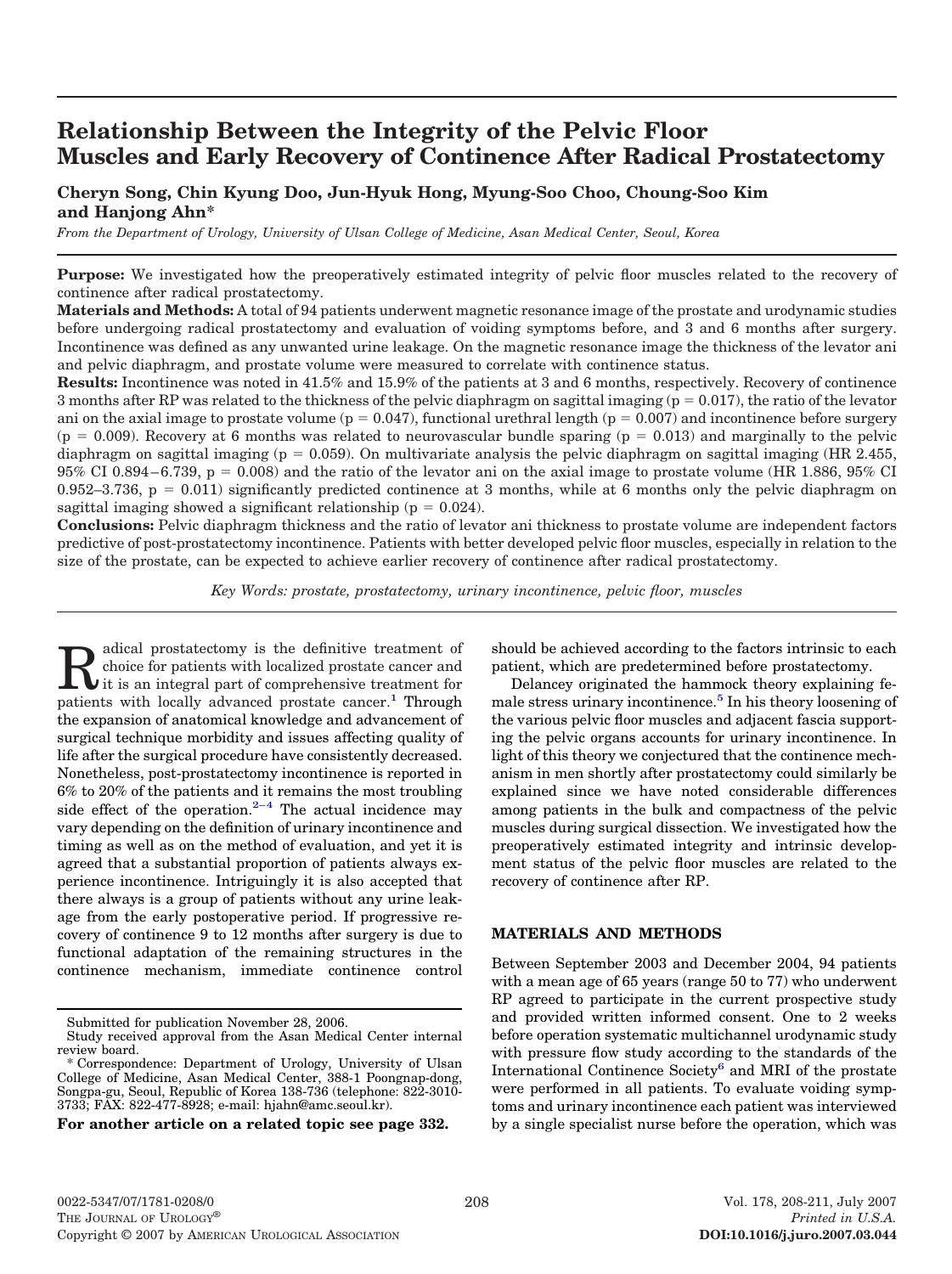# Relationship Between the Integrity of the Pelvic Floor Muscles and Early Recovery of Continence After Radical Prostatectomy

**Cheryn Song, Chin Kyung Doo, Jun-Hyuk Hong, Myung-Soo Choo, Choung-Soo Kim and Hanjong Ahn***

*From the Department of Urology, University of Ulsan College of Medicine, Asan Medical Center, Seoul, Korea*

**Purpose:** We investigated how the preoperatively estimated integrity of pelvic floor muscles related to the recovery of continence after radical prostatectomy.

**Materials and Methods:** A total of 94 patients underwent magnetic resonance image of the prostate and urodynamic studies before undergoing radical prostatectomy and evaluation of voiding symptoms before, and 3 and 6 months after surgery. Incontinence was defined as any unwanted urine leakage. On the magnetic resonance image the thickness of the levator ani and pelvic diaphragm, and prostate volume were measured to correlate with continence status.

**Results:** Incontinence was noted in 41.5% and 15.9% of the patients at 3 and 6 months, respectively. Recovery of continence 3 months after RP was related to the thickness of the pelvic diaphragm on sagittal imaging ($p = 0.017$), the ratio of the levator ani on the axial image to prostate volume ($p = 0.047$), functional urethral length ($p = 0.007$) and incontinence before surgery ($p = 0.009$). Recovery at 6 months was related to neurovascular bundle sparing ($p = 0.013$) and marginally to the pelvic diaphragm on sagittal imaging ($p = 0.059$). On multivariate analysis the pelvic diaphragm on sagittal imaging (HR 2.455, 95% CI 0.894–6.739, $p = 0.008$) and the ratio of the levator ani on the axial image to prostate volume (HR 1.886, 95% CI 0.952–3.736, $p = 0.011$) significantly predicted continence at 3 months, while at 6 months only the pelvic diaphragm on sagittal imaging showed a significant relationship ($p = 0.024$).

**Conclusions:** Pelvic diaphragm thickness and the ratio of levator ani thickness to prostate volume are independent factors predictive of post-prostatectomy incontinence. Patients with better developed pelvic floor muscles, especially in relation to the size of the prostate, can be expected to achieve earlier recovery of continence after radical prostatectomy.

*Key Words: prostate, prostatectomy, urinary incontinence, pelvic floor, muscles*

Radical prostatectomy is the definitive treatment of choice for patients with localized prostate cancer and it is an integral part of comprehensive treatment for patients with locally advanced prostate cancer.[1] Through the expansion of anatomical knowledge and advancement of surgical technique morbidity and issues affecting quality of life after the surgical procedure have consistently decreased. Nonetheless, post-prostatectomy incontinence is reported in 6% to 20% of the patients and it remains the most troubling side effect of the operation.[2–4] The actual incidence may vary depending on the definition of urinary incontinence and timing as well as on the method of evaluation, and yet it is agreed that a substantial proportion of patients always experience incontinence. Intriguingly it is also accepted that there always is a group of patients without any urine leakage from the early postoperative period. If progressive recovery of continence 9 to 12 months after surgery is due to functional adaptation of the remaining structures in the continence mechanism, immediate continence control should be achieved according to the factors intrinsic to each patient, which are predetermined before prostatectomy.

Delancey originated the hammock theory explaining female stress urinary incontinence.[5] In his theory loosening of the various pelvic floor muscles and adjacent fascia supporting the pelvic organs accounts for urinary incontinence. In light of this theory we conjectured that the continence mechanism in men shortly after prostatectomy could similarly be explained since we have noted considerable differences among patients in the bulk and compactness of the pelvic muscles during surgical dissection. We investigated how the preoperatively estimated integrity and intrinsic development status of the pelvic floor muscles are related to the recovery of continence after RP.

## MATERIALS AND METHODS

Between September 2003 and December 2004, 94 patients with a mean age of 65 years (range 50 to 77) who underwent RP agreed to participate in the current prospective study and provided written informed consent. One to 2 weeks before operation systematic multichannel urodynamic study with pressure flow study according to the standards of the International Continence Society[6] and MRI of the prostate were performed in all patients. To evaluate voiding symptoms and urinary incontinence each patient was interviewed by a single specialist nurse before the operation, which was

Submitted for publication November 28, 2006.

Study received approval from the Asan Medical Center internal review board.

* Correspondence: Department of Urology, University of Ulsan College of Medicine, Asan Medical Center, 388-1 Poongnap-dong, Songpa-gu, Seoul, Republic of Korea 138-736 (telephone: 822-3010-3733; FAX: 822-477-8928; e-mail: hjahn@amc.seoul.kr).

**For another article on a related topic see page 332.**

0022-5347/07/1781-0208/0
THE JOURNAL OF UROLOGY®
Copyright © 2007 by AMERICAN UROLOGICAL ASSOCIATION

DOI:10.1016/j.juro.2007.03.044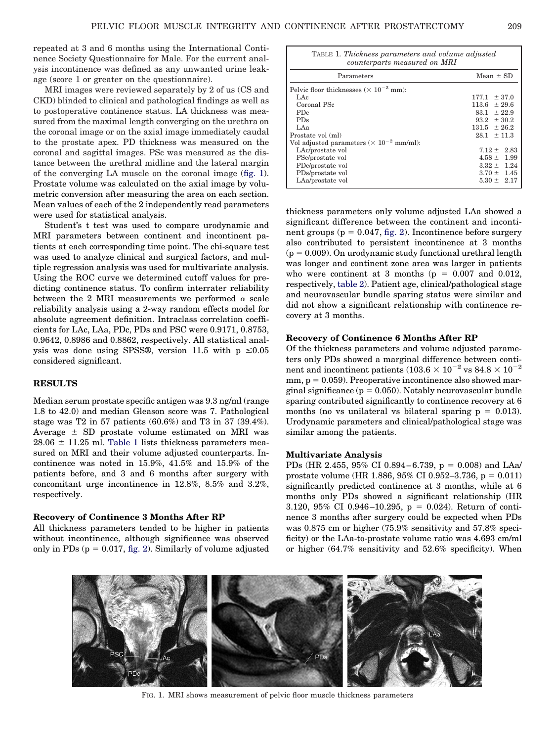repeated at 3 and 6 months using the International Continence Society Questionnaire for Male. For the current analysis incontinence was defined as any unwanted urine leakage (score 1 or greater on the questionnaire).

MRI images were reviewed separately by 2 of us (CS and CKD) blinded to clinical and pathological findings as well as to postoperative continence status. LA thickness was measured from the maximal length converging on the urethra on the coronal image or on the axial image immediately caudal to the prostate apex. PD thickness was measured on the coronal and sagittal images. PSc was measured as the distance between the urethral midline and the lateral margin of the converging LA muscle on the coronal image (fig. 1). Prostate volume was calculated on the axial image by volumetric conversion after measuring the area on each section. Mean values of each of the 2 independently read parameters were used for statistical analysis.

Student's t test was used to compare urodynamic and MRI parameters between continent and incontinent patients at each corresponding time point. The chi-square test was used to analyze clinical and surgical factors, and multiple regression analysis was used for multivariate analysis. Using the ROC curve we determined cutoff values for predicting continence status. To confirm interrater reliability between the 2 MRI measurements we performed $\alpha$ scale reliability analysis using a 2-way random effects model for absolute agreement definition. Intraclass correlation coefficients for LAc, LAa, PDc, PDs and PSC were 0.9171, 0.8753, 0.9642, 0.8986 and 0.8862, respectively. All statistical analysis was done using SPSS®, version 11.5 with $p \leq 0.05$ considered significant.

## RESULTS

Median serum prostate specific antigen was 9.3 ng/ml (range 1.8 to 42.0) and median Gleason score was 7. Pathological stage was T2 in 57 patients (60.6%) and T3 in 37 (39.4%). Average ± SD prostate volume estimated on MRI was 28.06 ± 11.25 ml. Table 1 lists thickness parameters measured on MRI and their volume adjusted counterparts. Incontinence was noted in 15.9%, 41.5% and 15.9% of the patients before, and 3 and 6 months after surgery with concomitant urge incontinence in 12.8%, 8.5% and 3.2%, respectively.

TABLE 1. *Thickness parameters and volume adjusted counterparts measured on MRI*

| Parameters | Mean ± SD |
|---|---|
| Pelvic floor thicknesses ($\times 10^{-2}$ mm): | |
| LAc | 177.1 ± 37.0 |
| Coronal PSc | 113.6 ± 29.6 |
| PDc | 83.1 ± 22.9 |
| PDs | 93.2 ± 30.2 |
| LAa | 131.5 ± 26.2 |
| Prostate vol (ml) | 28.1 ± 11.3 |
| Vol adjusted parameters ($\times 10^{-2}$ mm/ml): | |
| LAc/prostate vol | 7.12 ± 2.83 |
| PSc/prostate vol | 4.58 ± 1.99 |
| PDc/prostate vol | 3.32 ± 1.24 |
| PDs/prostate vol | 3.70 ± 1.45 |
| LAa/prostate vol | 5.30 ± 2.17 |

### Recovery of Continence 3 Months After RP

All thickness parameters tended to be higher in patients without incontinence, although significance was observed only in PDs ($p = 0.017$, fig. 2). Similarly of volume adjusted thickness parameters only volume adjusted LAa showed a significant difference between the continent and incontinent groups ($p = 0.047$, fig. 2). Incontinence before surgery also contributed to persistent incontinence at 3 months ($p = 0.009$). On urodynamic study functional urethral length was longer and continent zone area was larger in patients who were continent at 3 months ($p = 0.007$ and 0.012, respectively, table 2). Patient age, clinical/pathological stage and neurovascular bundle sparing status were similar and did not show a significant relationship with continence recovery at 3 months.

### Recovery of Continence 6 Months After RP

Of the thickness parameters and volume adjusted parameters only PDs showed a marginal difference between continent and incontinent patients ($103.6 \times 10^{-2}$ vs $84.8 \times 10^{-2}$ mm, $p = 0.059$). Preoperative incontinence also showed marginal significance ($p = 0.050$). Notably neurovascular bundle sparing contributed significantly to continence recovery at 6 months (no vs unilateral vs bilateral sparing $p = 0.013$). Urodynamic parameters and clinical/pathological stage was similar among the patients.

### Multivariate Analysis

PDs (HR 2.455, 95% CI 0.894–6.739, $p = 0.008$) and LAa/prostate volume (HR 1.886, 95% CI 0.952–3.736, $p = 0.011$) significantly predicted continence at 3 months, while at 6 months only PDs showed a significant relationship (HR 3.120, 95% CI 0.946–10.295, $p = 0.024$). Return of continence 3 months after surgery could be expected when PDs was 0.875 cm or higher (75.9% sensitivity and 57.8% specificity) or the LAa-to-prostate volume ratio was 4.693 cm/ml or higher (64.7% sensitivity and 52.6% specificity). When

PSC LAc PDc PDs LAa

FIG. 1. MRI shows measurement of pelvic floor muscle thickness parameters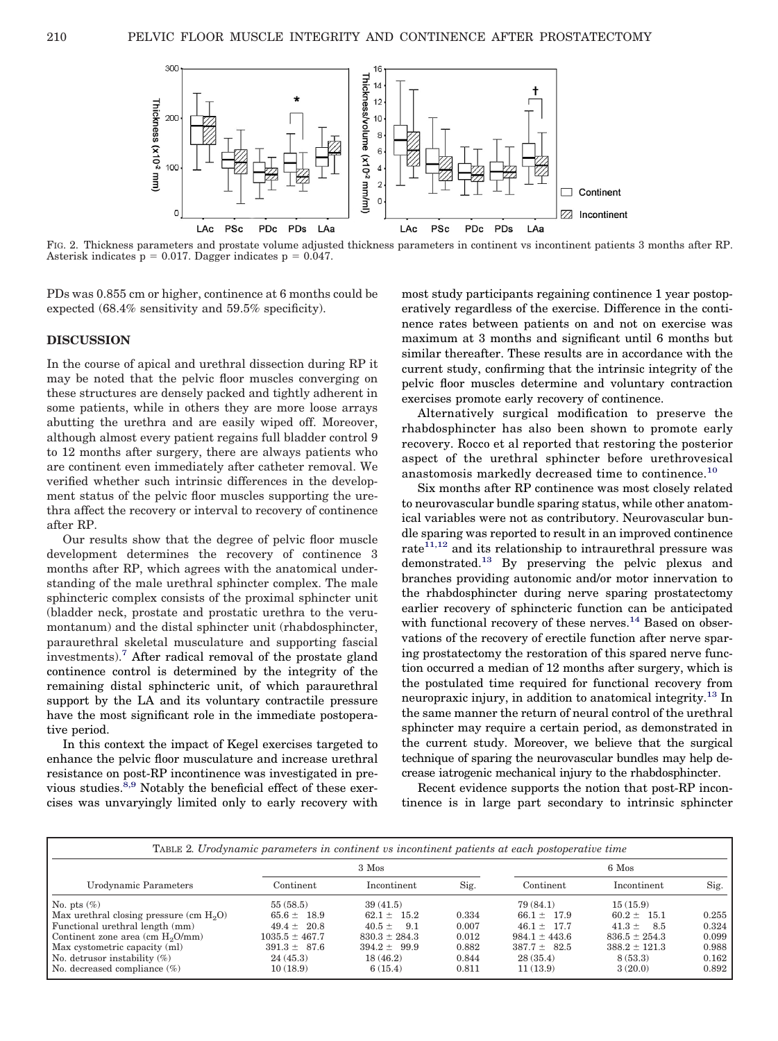300

200

100

0

Thickness (x10⁻² mm)

LAc PSc PDc PDs LAa

\*

16

14

12

10

8

6

4

2

0

Thickness/volume (x10⁻² mm/ml)

LAc PSc PDc PDs LAa

†

Continent

Incontinent

FIG. 2. Thickness parameters and prostate volume adjusted thickness parameters in continent vs incontinent patients 3 months after RP. Asterisk indicates $p = 0.017$. Dagger indicates $p = 0.047$.

PDs was 0.855 cm or higher, continence at 6 months could be expected (68.4% sensitivity and 59.5% specificity).

## DISCUSSION

In the course of apical and urethral dissection during RP it may be noted that the pelvic floor muscles converging on these structures are densely packed and tightly adherent in some patients, while in others they are more loose arrays abutting the urethra and are easily wiped off. Moreover, although almost every patient regains full bladder control 9 to 12 months after surgery, there are always patients who are continent even immediately after catheter removal. We verified whether such intrinsic differences in the development status of the pelvic floor muscles supporting the urethra affect the recovery or interval to recovery of continence after RP.

Our results show that the degree of pelvic floor muscle development determines the recovery of continence 3 months after RP, which agrees with the anatomical understanding of the male urethral sphincter complex. The male sphincteric complex consists of the proximal sphincter unit (bladder neck, prostate and prostatic urethra to the verumontanum) and the distal sphincter unit (rhabdosphincter, paraurethral skeletal musculature and supporting fascial investments).[7] After radical removal of the prostate gland continence control is determined by the integrity of the remaining distal sphincteric unit, of which paraurethral support by the LA and its voluntary contractile pressure have the most significant role in the immediate postoperative period.

In this context the impact of Kegel exercises targeted to enhance the pelvic floor musculature and increase urethral resistance on post-RP incontinence was investigated in previous studies.[8,9] Notably the beneficial effect of these exercises was unvaryingly limited only to early recovery with most study participants regaining continence 1 year postoperatively regardless of the exercise. Difference in the continence rates between patients on and not on exercise was maximum at 3 months and significant until 6 months but similar thereafter. These results are in accordance with the current study, confirming that the intrinsic integrity of the pelvic floor muscles determine and voluntary contraction exercises promote early recovery of continence.

Alternatively surgical modification to preserve the rhabdosphincter has also been shown to promote early recovery. Rocco et al reported that restoring the posterior aspect of the urethral sphincter before urethrovesical anastomosis markedly decreased time to continence.[10]

Six months after RP continence was most closely related to neurovascular bundle sparing status, while other anatomical variables were not as contributory. Neurovascular bundle sparing was reported to result in an improved continence rate[11,12] and its relationship to intraurethral pressure was demonstrated.[13] By preserving the pelvic plexus and branches providing autonomic and/or motor innervation to the rhabdosphincter during nerve sparing prostatectomy earlier recovery of sphincteric function can be anticipated with functional recovery of these nerves.[14] Based on observations of the recovery of erectile function after nerve sparing prostatectomy the restoration of this spared nerve function occurred a median of 12 months after surgery, which is the postulated time required for functional recovery from neuropraxic injury, in addition to anatomical integrity.[13] In the same manner the return of neural control of the urethral sphincter may require a certain period, as demonstrated in the current study. Moreover, we believe that the surgical technique of sparing the neurovascular bundles may help decrease iatrogenic mechanical injury to the rhabdosphincter.

Recent evidence supports the notion that post-RP incontinence is in large part secondary to intrinsic sphincter

TABLE 2. *Urodynamic parameters in continent vs incontinent patients at each postoperative time*

| Urodynamic Parameters | 3 Mos | | | 6 Mos | | |
|---|---|---|---|---|---|---|
| | Continent | Incontinent | Sig. | Continent | Incontinent | Sig. |
| No. pts (%) | 55 (58.5) | 39 (41.5) | | 79 (84.1) | 15 (15.9) | |
| Max urethral closing pressure (cm $H_2O$) | 65.6 ± 18.9 | 62.1 ± 15.2 | 0.334 | 66.1 ± 17.9 | 60.2 ± 15.1 | 0.255 |
| Functional urethral length (mm) | 49.4 ± 20.8 | 40.5 ± 9.1 | 0.007 | 46.1 ± 17.7 | 41.3 ± 8.5 | 0.324 |
| Continent zone area (cm $H_2O$/mm) | 1035.5 ± 467.7 | 830.3 ± 284.3 | 0.012 | 984.1 ± 443.6 | 836.5 ± 254.3 | 0.099 |
| Max cystometric capacity (ml) | 391.3 ± 87.6 | 394.2 ± 99.9 | 0.882 | 387.7 ± 82.5 | 388.2 ± 121.3 | 0.988 |
| No. detrusor instability (%) | 24 (45.3) | 18 (46.2) | 0.844 | 28 (35.4) | 8 (53.3) | 0.162 |
| No. decreased compliance (%) | 10 (18.9) | 6 (15.4) | 0.811 | 11 (13.9) | 3 (20.0) | 0.892 |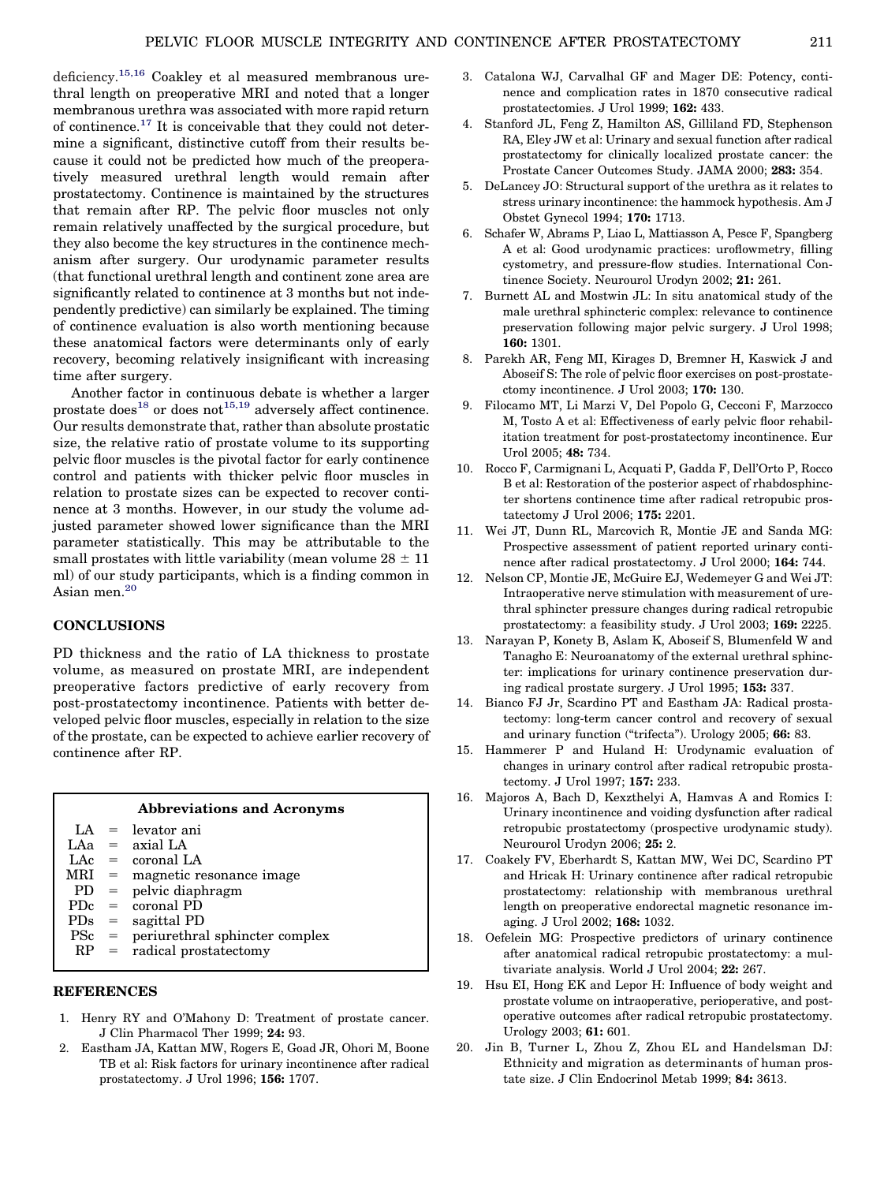deficiency.[15,16] Coakley et al measured membranous urethral length on preoperative MRI and noted that a longer membranous urethra was associated with more rapid return of continence.[17] It is conceivable that they could not determine a significant, distinctive cutoff from their results because it could not be predicted how much of the preoperatively measured urethral length would remain after prostatectomy. Continence is maintained by the structures that remain after RP. The pelvic floor muscles not only remain relatively unaffected by the surgical procedure, but they also become the key structures in the continence mechanism after surgery. Our urodynamic parameter results (that functional urethral length and continent zone area are significantly related to continence at 3 months but not independently predictive) can similarly be explained. The timing of continence evaluation is also worth mentioning because these anatomical factors were determinants only of early recovery, becoming relatively insignificant with increasing time after surgery.

Another factor in continuous debate is whether a larger prostate does[18] or does not[15,19] adversely affect continence. Our results demonstrate that, rather than absolute prostatic size, the relative ratio of prostate volume to its supporting pelvic floor muscles is the pivotal factor for early continence control and patients with thicker pelvic floor muscles in relation to prostate sizes can be expected to recover continence at 3 months. However, in our study the volume adjusted parameter showed lower significance than the MRI parameter statistically. This may be attributable to the small prostates with little variability (mean volume $28 \pm 11$ ml) of our study participants, which is a finding common in Asian men.[20]

## CONCLUSIONS

PD thickness and the ratio of LA thickness to prostate volume, as measured on prostate MRI, are independent preoperative factors predictive of early recovery from post-prostatectomy incontinence. Patients with better developed pelvic floor muscles, especially in relation to the size of the prostate, can be expected to achieve earlier recovery of continence after RP.

**Abbreviations and Acronyms**

LA = levator ani
LAa = axial LA
LAc = coronal LA
MRI = magnetic resonance image
PD = pelvic diaphragm
PDc = coronal PD
PDs = sagittal PD
PSc = periurethral sphincter complex
RP = radical prostatectomy

## REFERENCES

1. Henry RY and O'Mahony D: Treatment of prostate cancer. J Clin Pharmacol Ther 1999; **24:** 93.
2. Eastham JA, Kattan MW, Rogers E, Goad JR, Ohori M, Boone TB et al: Risk factors for urinary incontinence after radical prostatectomy. J Urol 1996; **156:** 1707.
3. Catalona WJ, Carvalhal GF and Mager DE: Potency, continence and complication rates in 1870 consecutive radical prostatectomies. J Urol 1999; **162:** 433.
4. Stanford JL, Feng Z, Hamilton AS, Gilliland FD, Stephenson RA, Eley JW et al: Urinary and sexual function after radical prostatectomy for clinically localized prostate cancer: the Prostate Cancer Outcomes Study. JAMA 2000; **283:** 354.
5. DeLancey JO: Structural support of the urethra as it relates to stress urinary incontinence: the hammock hypothesis. Am J Obstet Gynecol 1994; **170:** 1713.
6. Schafer W, Abrams P, Liao L, Mattiasson A, Pesce F, Spangberg A et al: Good urodynamic practices: uroflowmetry, filling cystometry, and pressure-flow studies. International Continence Society. Neurourol Urodyn 2002; **21:** 261.
7. Burnett AL and Mostwin JL: In situ anatomical study of the male urethral sphincteric complex: relevance to continence preservation following major pelvic surgery. J Urol 1998; **160:** 1301.
8. Parekh AR, Feng MI, Kirages D, Bremner H, Kaswick J and Aboseif S: The role of pelvic floor exercises on post-prostatectomy incontinence. J Urol 2003; **170:** 130.
9. Filocamo MT, Li Marzi V, Del Popolo G, Cecconi F, Marzocco M, Tosto A et al: Effectiveness of early pelvic floor rehabilitation treatment for post-prostatectomy incontinence. Eur Urol 2005; **48:** 734.
10. Rocco F, Carmignani L, Acquati P, Gadda F, Dell'Orto P, Rocco B et al: Restoration of the posterior aspect of rhabdosphincter shortens continence time after radical retropubic prostatectomy J Urol 2006; **175:** 2201.
11. Wei JT, Dunn RL, Marcovich R, Montie JE and Sanda MG: Prospective assessment of patient reported urinary continence after radical prostatectomy. J Urol 2000; **164:** 744.
12. Nelson CP, Montie JE, McGuire EJ, Wedemeyer G and Wei JT: Intraoperative nerve stimulation with measurement of urethral sphincter pressure changes during radical retropubic prostatectomy: a feasibility study. J Urol 2003; **169:** 2225.
13. Narayan P, Konety B, Aslam K, Aboseif S, Blumenfeld W and Tanagho E: Neuroanatomy of the external urethral sphincter: implications for urinary continence preservation during radical prostate surgery. J Urol 1995; **153:** 337.
14. Bianco FJ Jr, Scardino PT and Eastham JA: Radical prostatectomy: long-term cancer control and recovery of sexual and urinary function ("trifecta"). Urology 2005; **66:** 83.
15. Hammerer P and Huland H: Urodynamic evaluation of changes in urinary control after radical retropubic prostatectomy. J Urol 1997; **157:** 233.
16. Majoros A, Bach D, Kexzthelyi A, Hamvas A and Romics I: Urinary incontinence and voiding dysfunction after radical retropubic prostatectomy (prospective urodynamic study). Neurourol Urodyn 2006; **25:** 2.
17. Coakely FV, Eberhardt S, Kattan MW, Wei DC, Scardino PT and Hricak H: Urinary continence after radical retropubic prostatectomy: relationship with membranous urethral length on preoperative endorectal magnetic resonance imaging. J Urol 2002; **168:** 1032.
18. Oefelein MG: Prospective predictors of urinary continence after anatomical radical retropubic prostatectomy: a multivariate analysis. World J Urol 2004; **22:** 267.
19. Hsu EI, Hong EK and Lepor H: Influence of body weight and prostate volume on intraoperative, perioperative, and postoperative outcomes after radical retropubic prostatectomy. Urology 2003; **61:** 601.
20. Jin B, Turner L, Zhou Z, Zhou EL and Handelsman DJ: Ethnicity and migration as determinants of human prostate size. J Clin Endocrinol Metab 1999; **84:** 3613.